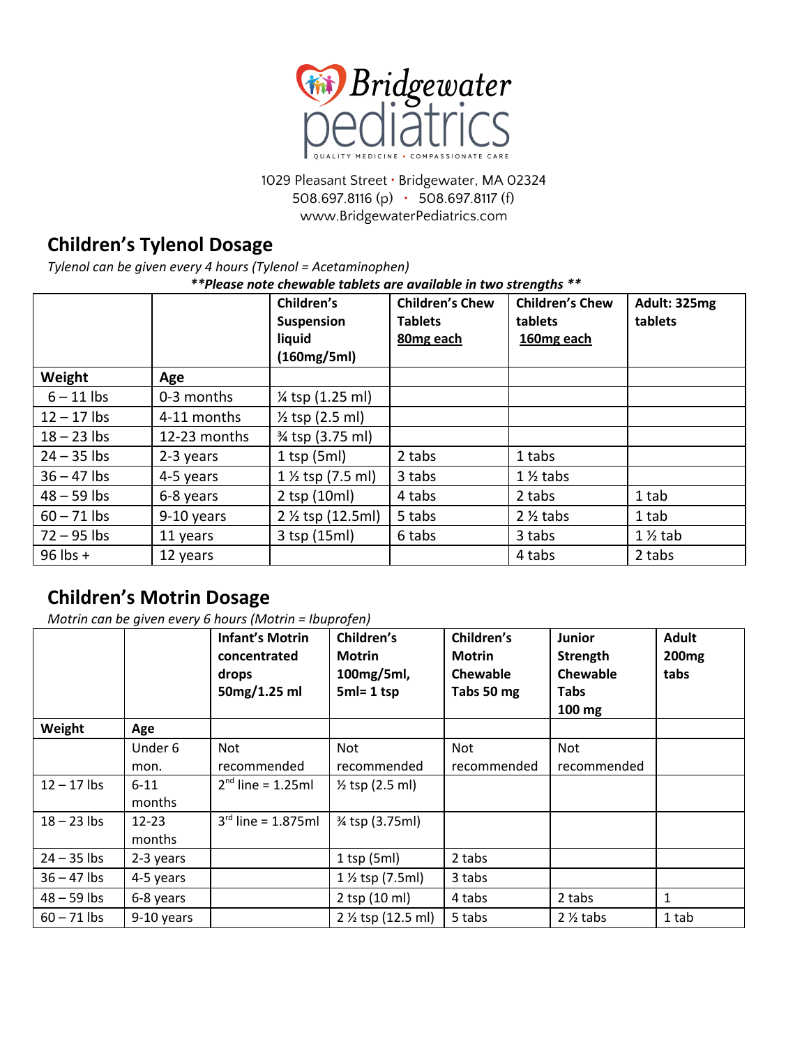# Bridgewater pediatrics

QUALITY MEDICINE • COMPASSIONATE CARE

1029 Pleasant Street · Bridgewater, MA 02324
508.697.8116 (p) · 508.697.8117 (f)
www.BridgewaterPediatrics.com

## Children's Tylenol Dosage

*Tylenol can be given every 4 hours (Tylenol = Acetaminophen)*

***\*\*Please note chewable tablets are available in two strengths \*\****

| | | **Children's Suspension liquid (160mg/5ml)** | **Children's Chew Tablets <u>80mg each</u>** | **Children's Chew tablets <u>160mg each</u>** | **Adult: 325mg tablets** |
|---|---|---|---|---|---|
| **Weight** | **Age** | | | | |
| 6 – 11 lbs | 0-3 months | ¼ tsp (1.25 ml) | | | |
| 12 – 17 lbs | 4-11 months | ½ tsp (2.5 ml) | | | |
| 18 – 23 lbs | 12-23 months | ¾ tsp (3.75 ml) | | | |
| 24 – 35 lbs | 2-3 years | 1 tsp (5ml) | 2 tabs | 1 tabs | |
| 36 – 47 lbs | 4-5 years | 1 ½ tsp (7.5 ml) | 3 tabs | 1 ½ tabs | |
| 48 – 59 lbs | 6-8 years | 2 tsp (10ml) | 4 tabs | 2 tabs | 1 tab |
| 60 – 71 lbs | 9-10 years | 2 ½ tsp (12.5ml) | 5 tabs | 2 ½ tabs | 1 tab |
| 72 – 95 lbs | 11 years | 3 tsp (15ml) | 6 tabs | 3 tabs | 1 ½ tab |
| 96 lbs + | 12 years | | | 4 tabs | 2 tabs |

## Children's Motrin Dosage

*Motrin can be given every 6 hours (Motrin = Ibuprofen)*

| | | **Infant's Motrin concentrated drops 50mg/1.25 ml** | **Children's Motrin 100mg/5ml, 5ml= 1 tsp** | **Children's Motrin Chewable Tabs 50 mg** | **Junior Strength Chewable Tabs 100 mg** | **Adult 200mg tabs** |
|---|---|---|---|---|---|---|
| **Weight** | **Age** | | | | | |
| | Under 6 mon. | Not recommended | Not recommended | Not recommended | Not recommended | |
| 12 – 17 lbs | 6-11 months | 2nd line = 1.25ml | ½ tsp (2.5 ml) | | | |
| 18 – 23 lbs | 12-23 months | 3rd line = 1.875ml | ¾ tsp (3.75ml) | | | |
| 24 – 35 lbs | 2-3 years | | 1 tsp (5ml) | 2 tabs | | |
| 36 – 47 lbs | 4-5 years | | 1 ½ tsp (7.5ml) | 3 tabs | | |
| 48 – 59 lbs | 6-8 years | | 2 tsp (10 ml) | 4 tabs | 2 tabs | 1 |
| 60 – 71 lbs | 9-10 years | | 2 ½ tsp (12.5 ml) | 5 tabs | 2 ½ tabs | 1 tab |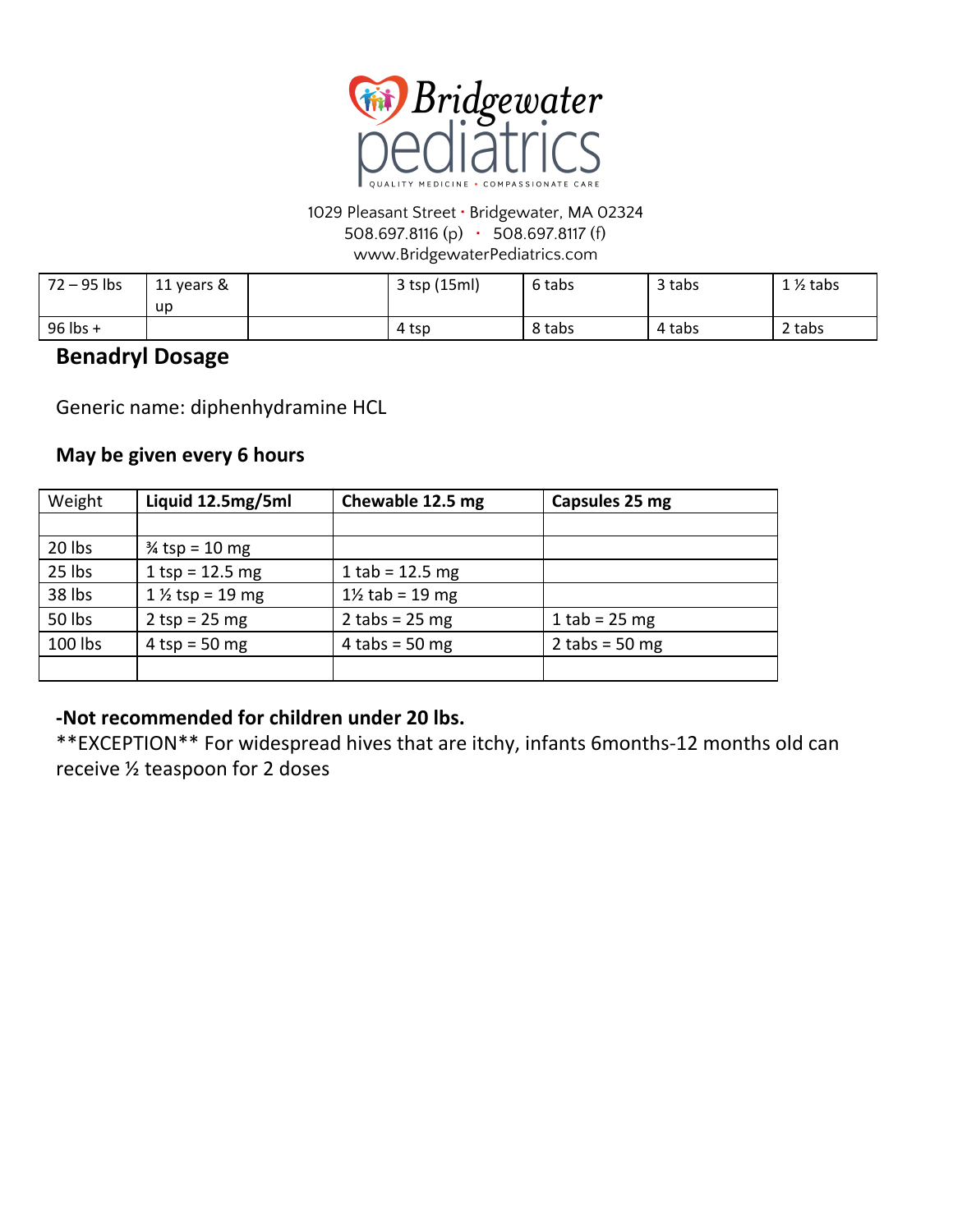# Bridgewater pediatrics

QUALITY MEDICINE • COMPASSIONATE CARE

1029 Pleasant Street · Bridgewater, MA 02324
508.697.8116 (p) · 508.697.8117 (f)
www.BridgewaterPediatrics.com

| | | | | | | |
|---|---|---|---|---|---|---|
| 72 – 95 lbs | 11 years & up | | 3 tsp (15ml) | 6 tabs | 3 tabs | 1 ½ tabs |
| 96 lbs + | | | 4 tsp | 8 tabs | 4 tabs | 2 tabs |

## Benadryl Dosage

Generic name: diphenhydramine HCL

**May be given every 6 hours**

| Weight | Liquid 12.5mg/5ml | Chewable 12.5 mg | Capsules 25 mg |
|---|---|---|---|
| | | | |
| 20 lbs | ¾ tsp = 10 mg | | |
| 25 lbs | 1 tsp = 12.5 mg | 1 tab = 12.5 mg | |
| 38 lbs | 1 ½ tsp = 19 mg | 1½ tab = 19 mg | |
| 50 lbs | 2 tsp = 25 mg | 2 tabs = 25 mg | 1 tab = 25 mg |
| 100 lbs | 4 tsp = 50 mg | 4 tabs = 50 mg | 2 tabs = 50 mg |
| | | | |

**-Not recommended for children under 20 lbs.**

**EXCEPTION** For widespread hives that are itchy, infants 6months-12 months old can receive ½ teaspoon for 2 doses